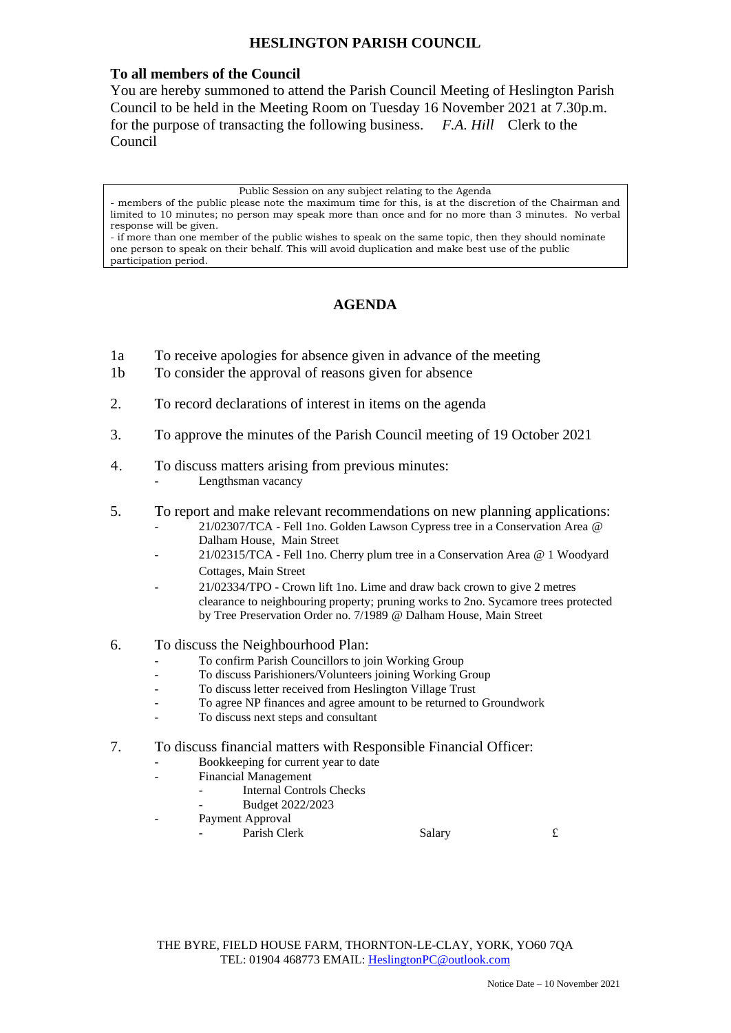# HESLINGTON PARISH COUNCIL

**To all members of the Council**

You are hereby summoned to attend the Parish Council Meeting of Heslington Parish Council to be held in the Meeting Room on Tuesday 16 November 2021 at 7.30p.m. for the purpose of transacting the following business. *F.A. Hill* Clerk to the Council

> Public Session on any subject relating to the Agenda
> - members of the public please note the maximum time for this, is at the discretion of the Chairman and limited to 10 minutes; no person may speak more than once and for no more than 3 minutes. No verbal response will be given.
> - if more than one member of the public wishes to speak on the same topic, then they should nominate one person to speak on their behalf. This will avoid duplication and make best use of the public participation period.

## AGENDA

1a To receive apologies for absence given in advance of the meeting

1b To consider the approval of reasons given for absence

2. To record declarations of interest in items on the agenda

3. To approve the minutes of the Parish Council meeting of 19 October 2021

4. To discuss matters arising from previous minutes:
   - Lengthsman vacancy

5. To report and make relevant recommendations on new planning applications:
   - 21/02307/TCA - Fell 1no. Golden Lawson Cypress tree in a Conservation Area @ Dalham House, Main Street
   - 21/02315/TCA - Fell 1no. Cherry plum tree in a Conservation Area @ 1 Woodyard Cottages, Main Street
   - 21/02334/TPO - Crown lift 1no. Lime and draw back crown to give 2 metres clearance to neighbouring property; pruning works to 2no. Sycamore trees protected by Tree Preservation Order no. 7/1989 @ Dalham House, Main Street

6. To discuss the Neighbourhood Plan:
   - To confirm Parish Councillors to join Working Group
   - To discuss Parishioners/Volunteers joining Working Group
   - To discuss letter received from Heslington Village Trust
   - To agree NP finances and agree amount to be returned to Groundwork
   - To discuss next steps and consultant

7. To discuss financial matters with Responsible Financial Officer:
   - Bookkeeping for current year to date
   - Financial Management
     - Internal Controls Checks
     - Budget 2022/2023
   - Payment Approval
     - Parish Clerk Salary £

THE BYRE, FIELD HOUSE FARM, THORNTON-LE-CLAY, YORK, YO60 7QA
TEL: 01904 468773 EMAIL: HeslingtonPC@outlook.com

Notice Date – 10 November 2021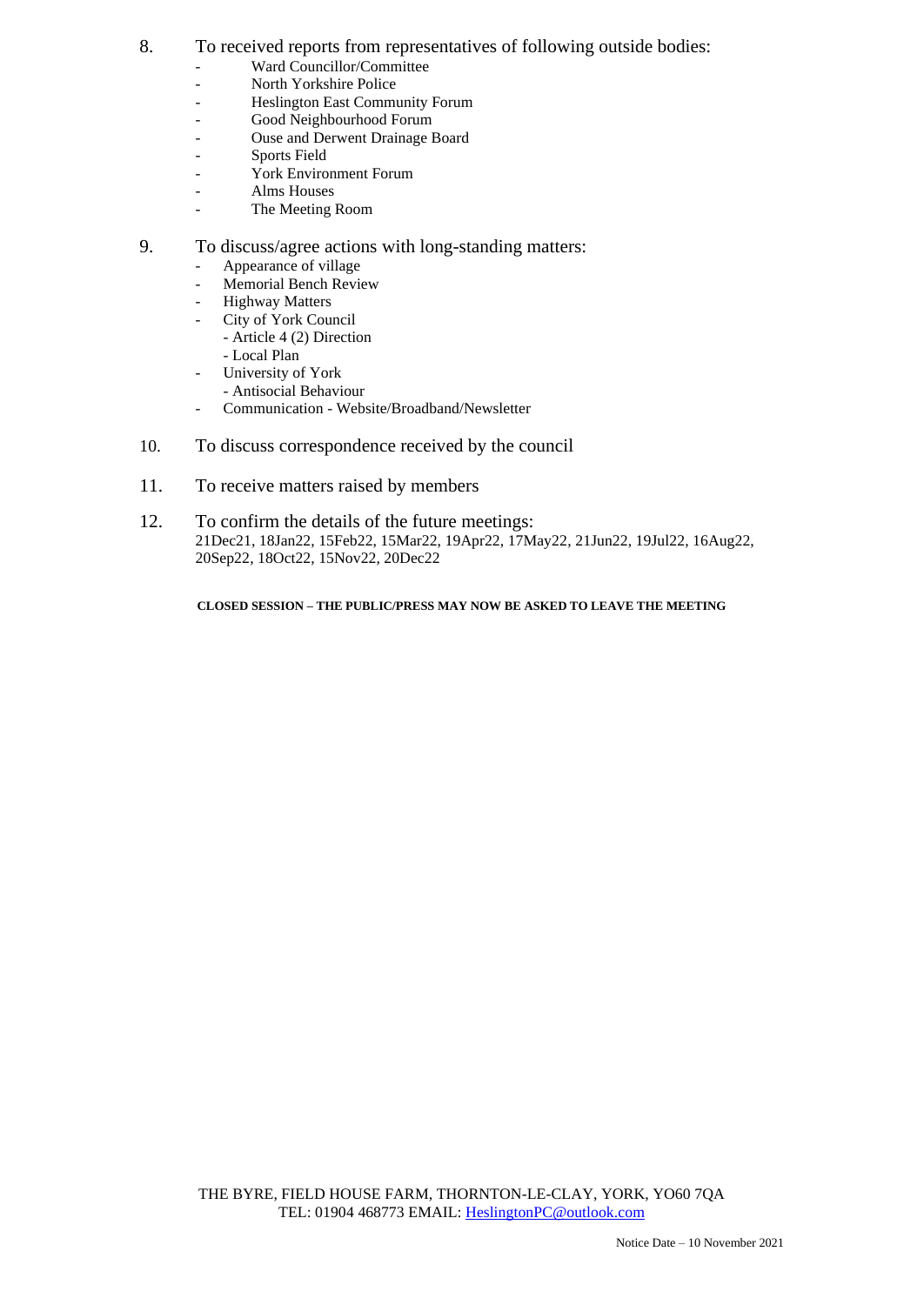8. To received reports from representatives of following outside bodies:
   - Ward Councillor/Committee
   - North Yorkshire Police
   - Heslington East Community Forum
   - Good Neighbourhood Forum
   - Ouse and Derwent Drainage Board
   - Sports Field
   - York Environment Forum
   - Alms Houses
   - The Meeting Room

9. To discuss/agree actions with long-standing matters:
   - Appearance of village
   - Memorial Bench Review
   - Highway Matters
   - City of York Council
     - Article 4 (2) Direction
     - Local Plan
   - University of York
     - Antisocial Behaviour
   - Communication - Website/Broadband/Newsletter

10. To discuss correspondence received by the council

11. To receive matters raised by members

12. To confirm the details of the future meetings:
    21Dec21, 18Jan22, 15Feb22, 15Mar22, 19Apr22, 17May22, 21Jun22, 19Jul22, 16Aug22, 20Sep22, 18Oct22, 15Nov22, 20Dec22

**CLOSED SESSION – THE PUBLIC/PRESS MAY NOW BE ASKED TO LEAVE THE MEETING**

THE BYRE, FIELD HOUSE FARM, THORNTON-LE-CLAY, YORK, YO60 7QA
TEL: 01904 468773 EMAIL: HeslingtonPC@outlook.com

Notice Date – 10 November 2021